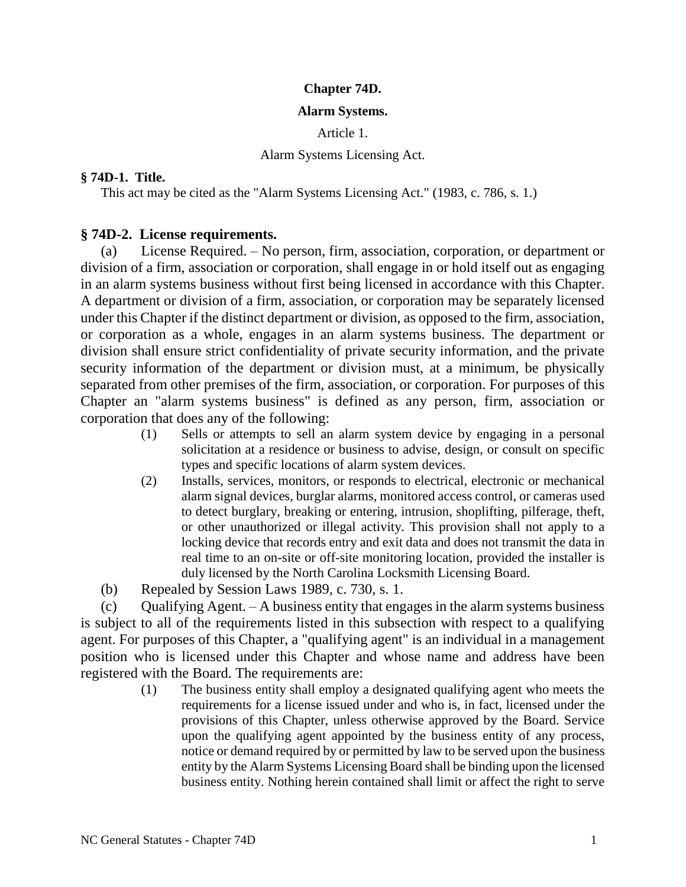# Chapter 74D.

## Alarm Systems.

### Article 1.

### Alarm Systems Licensing Act.

**§ 74D-1. Title.**

This act may be cited as the "Alarm Systems Licensing Act." (1983, c. 786, s. 1.)

**§ 74D-2. License requirements.**

(a) License Required. – No person, firm, association, corporation, or department or division of a firm, association or corporation, shall engage in or hold itself out as engaging in an alarm systems business without first being licensed in accordance with this Chapter. A department or division of a firm, association, or corporation may be separately licensed under this Chapter if the distinct department or division, as opposed to the firm, association, or corporation as a whole, engages in an alarm systems business. The department or division shall ensure strict confidentiality of private security information, and the private security information of the department or division must, at a minimum, be physically separated from other premises of the firm, association, or corporation. For purposes of this Chapter an "alarm systems business" is defined as any person, firm, association or corporation that does any of the following:

(1) Sells or attempts to sell an alarm system device by engaging in a personal solicitation at a residence or business to advise, design, or consult on specific types and specific locations of alarm system devices.

(2) Installs, services, monitors, or responds to electrical, electronic or mechanical alarm signal devices, burglar alarms, monitored access control, or cameras used to detect burglary, breaking or entering, intrusion, shoplifting, pilferage, theft, or other unauthorized or illegal activity. This provision shall not apply to a locking device that records entry and exit data and does not transmit the data in real time to an on-site or off-site monitoring location, provided the installer is duly licensed by the North Carolina Locksmith Licensing Board.

(b) Repealed by Session Laws 1989, c. 730, s. 1.

(c) Qualifying Agent. – A business entity that engages in the alarm systems business is subject to all of the requirements listed in this subsection with respect to a qualifying agent. For purposes of this Chapter, a "qualifying agent" is an individual in a management position who is licensed under this Chapter and whose name and address have been registered with the Board. The requirements are:

(1) The business entity shall employ a designated qualifying agent who meets the requirements for a license issued under and who is, in fact, licensed under the provisions of this Chapter, unless otherwise approved by the Board. Service upon the qualifying agent appointed by the business entity of any process, notice or demand required by or permitted by law to be served upon the business entity by the Alarm Systems Licensing Board shall be binding upon the licensed business entity. Nothing herein contained shall limit or affect the right to serve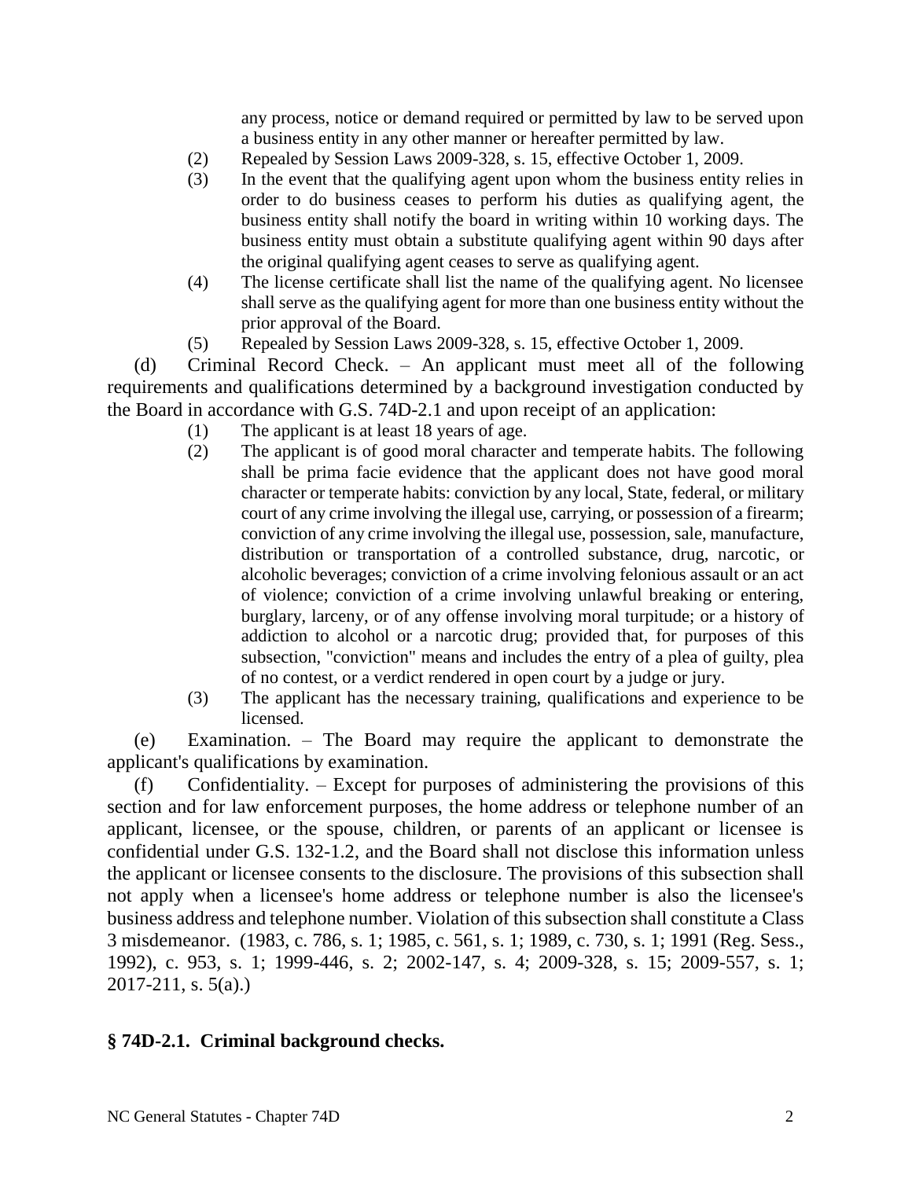any process, notice or demand required or permitted by law to be served upon a business entity in any other manner or hereafter permitted by law.

(2) Repealed by Session Laws 2009-328, s. 15, effective October 1, 2009.

(3) In the event that the qualifying agent upon whom the business entity relies in order to do business ceases to perform his duties as qualifying agent, the business entity shall notify the board in writing within 10 working days. The business entity must obtain a substitute qualifying agent within 90 days after the original qualifying agent ceases to serve as qualifying agent.

(4) The license certificate shall list the name of the qualifying agent. No licensee shall serve as the qualifying agent for more than one business entity without the prior approval of the Board.

(5) Repealed by Session Laws 2009-328, s. 15, effective October 1, 2009.

(d) Criminal Record Check. – An applicant must meet all of the following requirements and qualifications determined by a background investigation conducted by the Board in accordance with G.S. 74D-2.1 and upon receipt of an application:

(1) The applicant is at least 18 years of age.

(2) The applicant is of good moral character and temperate habits. The following shall be prima facie evidence that the applicant does not have good moral character or temperate habits: conviction by any local, State, federal, or military court of any crime involving the illegal use, carrying, or possession of a firearm; conviction of any crime involving the illegal use, possession, sale, manufacture, distribution or transportation of a controlled substance, drug, narcotic, or alcoholic beverages; conviction of a crime involving felonious assault or an act of violence; conviction of a crime involving unlawful breaking or entering, burglary, larceny, or of any offense involving moral turpitude; or a history of addiction to alcohol or a narcotic drug; provided that, for purposes of this subsection, "conviction" means and includes the entry of a plea of guilty, plea of no contest, or a verdict rendered in open court by a judge or jury.

(3) The applicant has the necessary training, qualifications and experience to be licensed.

(e) Examination. – The Board may require the applicant to demonstrate the applicant's qualifications by examination.

(f) Confidentiality. – Except for purposes of administering the provisions of this section and for law enforcement purposes, the home address or telephone number of an applicant, licensee, or the spouse, children, or parents of an applicant or licensee is confidential under G.S. 132-1.2, and the Board shall not disclose this information unless the applicant or licensee consents to the disclosure. The provisions of this subsection shall not apply when a licensee's home address or telephone number is also the licensee's business address and telephone number. Violation of this subsection shall constitute a Class 3 misdemeanor. (1983, c. 786, s. 1; 1985, c. 561, s. 1; 1989, c. 730, s. 1; 1991 (Reg. Sess., 1992), c. 953, s. 1; 1999-446, s. 2; 2002-147, s. 4; 2009-328, s. 15; 2009-557, s. 1; 2017-211, s. 5(a).)

## § 74D-2.1. Criminal background checks.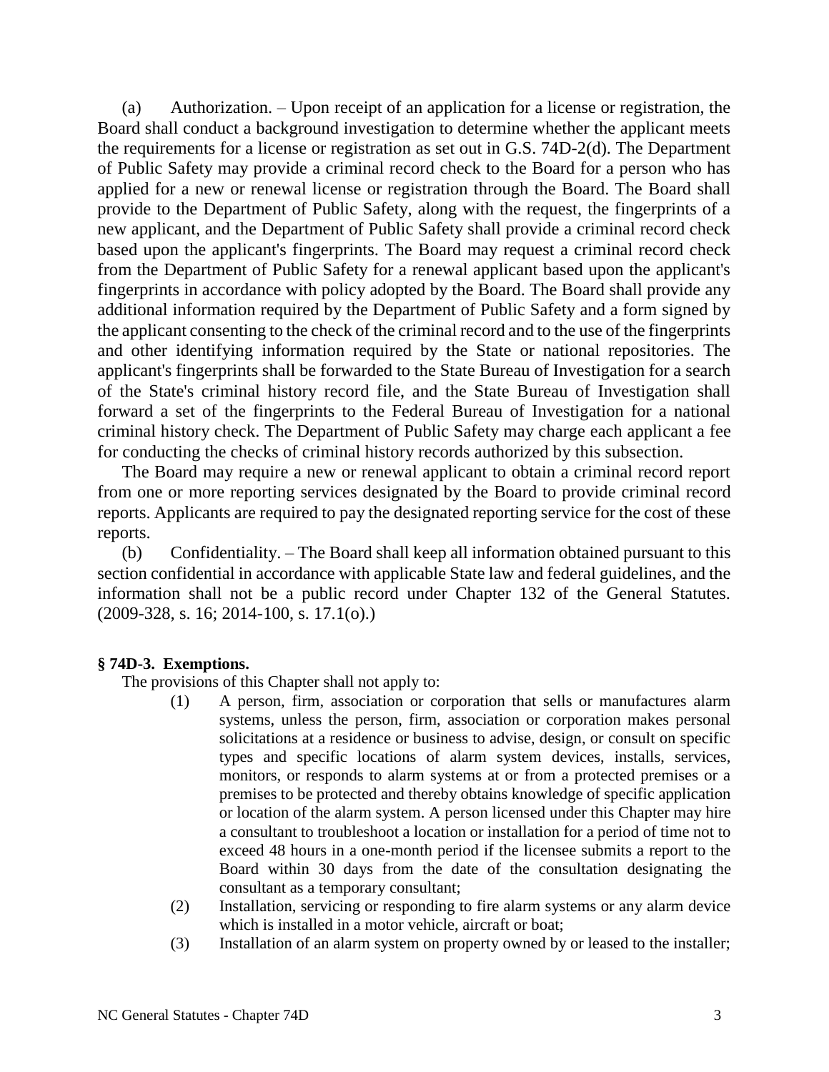(a) Authorization. – Upon receipt of an application for a license or registration, the Board shall conduct a background investigation to determine whether the applicant meets the requirements for a license or registration as set out in G.S. 74D-2(d). The Department of Public Safety may provide a criminal record check to the Board for a person who has applied for a new or renewal license or registration through the Board. The Board shall provide to the Department of Public Safety, along with the request, the fingerprints of a new applicant, and the Department of Public Safety shall provide a criminal record check based upon the applicant's fingerprints. The Board may request a criminal record check from the Department of Public Safety for a renewal applicant based upon the applicant's fingerprints in accordance with policy adopted by the Board. The Board shall provide any additional information required by the Department of Public Safety and a form signed by the applicant consenting to the check of the criminal record and to the use of the fingerprints and other identifying information required by the State or national repositories. The applicant's fingerprints shall be forwarded to the State Bureau of Investigation for a search of the State's criminal history record file, and the State Bureau of Investigation shall forward a set of the fingerprints to the Federal Bureau of Investigation for a national criminal history check. The Department of Public Safety may charge each applicant a fee for conducting the checks of criminal history records authorized by this subsection.

The Board may require a new or renewal applicant to obtain a criminal record report from one or more reporting services designated by the Board to provide criminal record reports. Applicants are required to pay the designated reporting service for the cost of these reports.

(b) Confidentiality. – The Board shall keep all information obtained pursuant to this section confidential in accordance with applicable State law and federal guidelines, and the information shall not be a public record under Chapter 132 of the General Statutes. (2009-328, s. 16; 2014-100, s. 17.1(o).)

**§ 74D-3. Exemptions.**

The provisions of this Chapter shall not apply to:

(1) A person, firm, association or corporation that sells or manufactures alarm systems, unless the person, firm, association or corporation makes personal solicitations at a residence or business to advise, design, or consult on specific types and specific locations of alarm system devices, installs, services, monitors, or responds to alarm systems at or from a protected premises or a premises to be protected and thereby obtains knowledge of specific application or location of the alarm system. A person licensed under this Chapter may hire a consultant to troubleshoot a location or installation for a period of time not to exceed 48 hours in a one-month period if the licensee submits a report to the Board within 30 days from the date of the consultation designating the consultant as a temporary consultant;

(2) Installation, servicing or responding to fire alarm systems or any alarm device which is installed in a motor vehicle, aircraft or boat;

(3) Installation of an alarm system on property owned by or leased to the installer;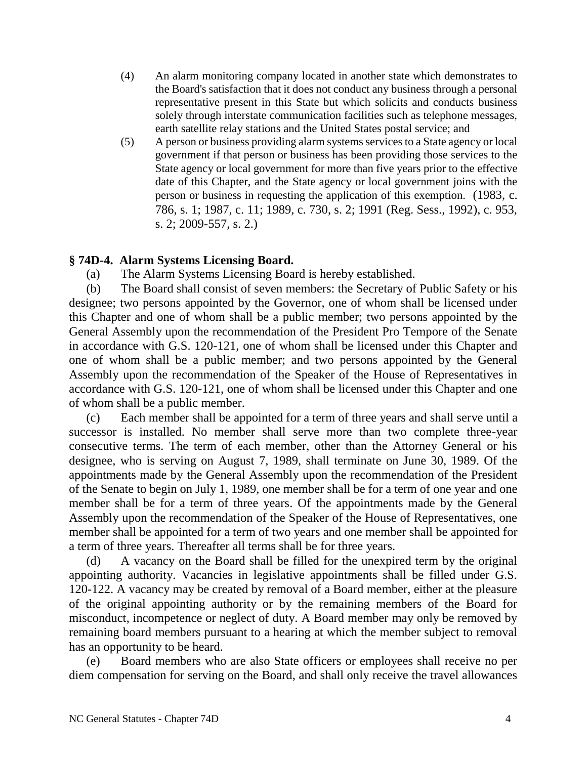(4) An alarm monitoring company located in another state which demonstrates to the Board's satisfaction that it does not conduct any business through a personal representative present in this State but which solicits and conducts business solely through interstate communication facilities such as telephone messages, earth satellite relay stations and the United States postal service; and

(5) A person or business providing alarm systems services to a State agency or local government if that person or business has been providing those services to the State agency or local government for more than five years prior to the effective date of this Chapter, and the State agency or local government joins with the person or business in requesting the application of this exemption. (1983, c. 786, s. 1; 1987, c. 11; 1989, c. 730, s. 2; 1991 (Reg. Sess., 1992), c. 953, s. 2; 2009-557, s. 2.)

### § 74D-4. Alarm Systems Licensing Board.

(a) The Alarm Systems Licensing Board is hereby established.

(b) The Board shall consist of seven members: the Secretary of Public Safety or his designee; two persons appointed by the Governor, one of whom shall be licensed under this Chapter and one of whom shall be a public member; two persons appointed by the General Assembly upon the recommendation of the President Pro Tempore of the Senate in accordance with G.S. 120-121, one of whom shall be licensed under this Chapter and one of whom shall be a public member; and two persons appointed by the General Assembly upon the recommendation of the Speaker of the House of Representatives in accordance with G.S. 120-121, one of whom shall be licensed under this Chapter and one of whom shall be a public member.

(c) Each member shall be appointed for a term of three years and shall serve until a successor is installed. No member shall serve more than two complete three-year consecutive terms. The term of each member, other than the Attorney General or his designee, who is serving on August 7, 1989, shall terminate on June 30, 1989. Of the appointments made by the General Assembly upon the recommendation of the President of the Senate to begin on July 1, 1989, one member shall be for a term of one year and one member shall be for a term of three years. Of the appointments made by the General Assembly upon the recommendation of the Speaker of the House of Representatives, one member shall be appointed for a term of two years and one member shall be appointed for a term of three years. Thereafter all terms shall be for three years.

(d) A vacancy on the Board shall be filled for the unexpired term by the original appointing authority. Vacancies in legislative appointments shall be filled under G.S. 120-122. A vacancy may be created by removal of a Board member, either at the pleasure of the original appointing authority or by the remaining members of the Board for misconduct, incompetence or neglect of duty. A Board member may only be removed by remaining board members pursuant to a hearing at which the member subject to removal has an opportunity to be heard.

(e) Board members who are also State officers or employees shall receive no per diem compensation for serving on the Board, and shall only receive the travel allowances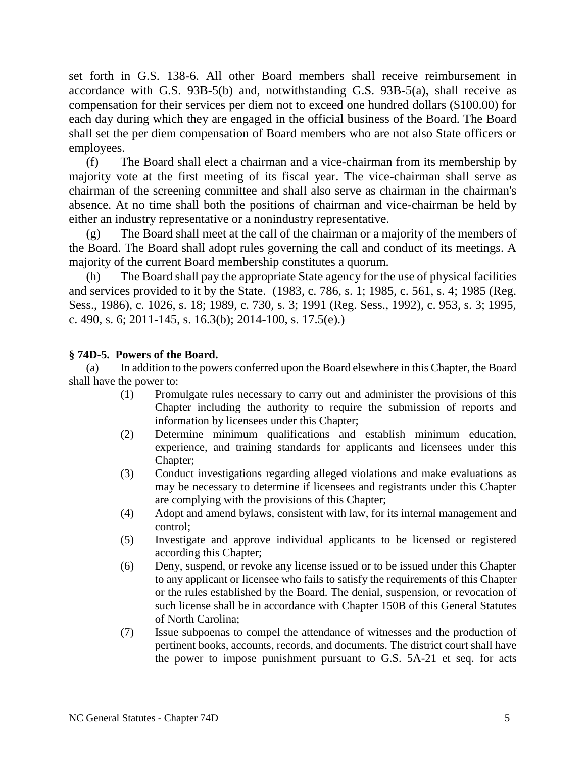set forth in G.S. 138-6. All other Board members shall receive reimbursement in accordance with G.S. 93B-5(b) and, notwithstanding G.S. 93B-5(a), shall receive as compensation for their services per diem not to exceed one hundred dollars ($100.00) for each day during which they are engaged in the official business of the Board. The Board shall set the per diem compensation of Board members who are not also State officers or employees.

(f) The Board shall elect a chairman and a vice-chairman from its membership by majority vote at the first meeting of its fiscal year. The vice-chairman shall serve as chairman of the screening committee and shall also serve as chairman in the chairman's absence. At no time shall both the positions of chairman and vice-chairman be held by either an industry representative or a nonindustry representative.

(g) The Board shall meet at the call of the chairman or a majority of the members of the Board. The Board shall adopt rules governing the call and conduct of its meetings. A majority of the current Board membership constitutes a quorum.

(h) The Board shall pay the appropriate State agency for the use of physical facilities and services provided to it by the State. (1983, c. 786, s. 1; 1985, c. 561, s. 4; 1985 (Reg. Sess., 1986), c. 1026, s. 18; 1989, c. 730, s. 3; 1991 (Reg. Sess., 1992), c. 953, s. 3; 1995, c. 490, s. 6; 2011-145, s. 16.3(b); 2014-100, s. 17.5(e).)

**§ 74D-5. Powers of the Board.**

(a) In addition to the powers conferred upon the Board elsewhere in this Chapter, the Board shall have the power to:

(1) Promulgate rules necessary to carry out and administer the provisions of this Chapter including the authority to require the submission of reports and information by licensees under this Chapter;

(2) Determine minimum qualifications and establish minimum education, experience, and training standards for applicants and licensees under this Chapter;

(3) Conduct investigations regarding alleged violations and make evaluations as may be necessary to determine if licensees and registrants under this Chapter are complying with the provisions of this Chapter;

(4) Adopt and amend bylaws, consistent with law, for its internal management and control;

(5) Investigate and approve individual applicants to be licensed or registered according this Chapter;

(6) Deny, suspend, or revoke any license issued or to be issued under this Chapter to any applicant or licensee who fails to satisfy the requirements of this Chapter or the rules established by the Board. The denial, suspension, or revocation of such license shall be in accordance with Chapter 150B of this General Statutes of North Carolina;

(7) Issue subpoenas to compel the attendance of witnesses and the production of pertinent books, accounts, records, and documents. The district court shall have the power to impose punishment pursuant to G.S. 5A-21 et seq. for acts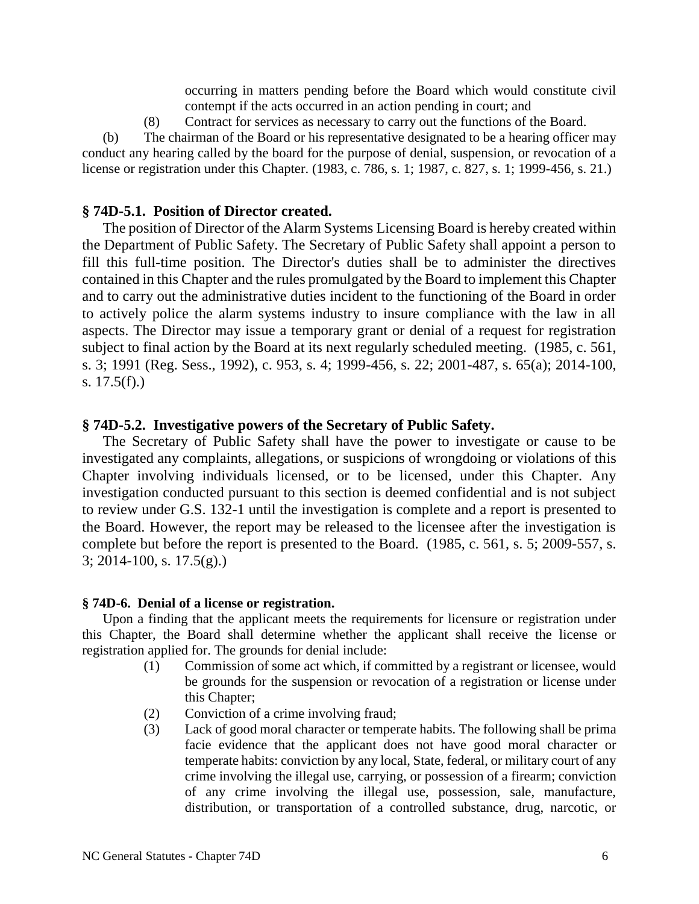occurring in matters pending before the Board which would constitute civil contempt if the acts occurred in an action pending in court; and

(8) Contract for services as necessary to carry out the functions of the Board.

(b) The chairman of the Board or his representative designated to be a hearing officer may conduct any hearing called by the board for the purpose of denial, suspension, or revocation of a license or registration under this Chapter. (1983, c. 786, s. 1; 1987, c. 827, s. 1; 1999-456, s. 21.)

### § 74D-5.1. Position of Director created.

The position of Director of the Alarm Systems Licensing Board is hereby created within the Department of Public Safety. The Secretary of Public Safety shall appoint a person to fill this full-time position. The Director's duties shall be to administer the directives contained in this Chapter and the rules promulgated by the Board to implement this Chapter and to carry out the administrative duties incident to the functioning of the Board in order to actively police the alarm systems industry to insure compliance with the law in all aspects. The Director may issue a temporary grant or denial of a request for registration subject to final action by the Board at its next regularly scheduled meeting. (1985, c. 561, s. 3; 1991 (Reg. Sess., 1992), c. 953, s. 4; 1999-456, s. 22; 2001-487, s. 65(a); 2014-100, s. 17.5(f).)

### § 74D-5.2. Investigative powers of the Secretary of Public Safety.

The Secretary of Public Safety shall have the power to investigate or cause to be investigated any complaints, allegations, or suspicions of wrongdoing or violations of this Chapter involving individuals licensed, or to be licensed, under this Chapter. Any investigation conducted pursuant to this section is deemed confidential and is not subject to review under G.S. 132-1 until the investigation is complete and a report is presented to the Board. However, the report may be released to the licensee after the investigation is complete but before the report is presented to the Board. (1985, c. 561, s. 5; 2009-557, s. 3; 2014-100, s. 17.5(g).)

### § 74D-6. Denial of a license or registration.

Upon a finding that the applicant meets the requirements for licensure or registration under this Chapter, the Board shall determine whether the applicant shall receive the license or registration applied for. The grounds for denial include:

(1) Commission of some act which, if committed by a registrant or licensee, would be grounds for the suspension or revocation of a registration or license under this Chapter;

(2) Conviction of a crime involving fraud;

(3) Lack of good moral character or temperate habits. The following shall be prima facie evidence that the applicant does not have good moral character or temperate habits: conviction by any local, State, federal, or military court of any crime involving the illegal use, carrying, or possession of a firearm; conviction of any crime involving the illegal use, possession, sale, manufacture, distribution, or transportation of a controlled substance, drug, narcotic, or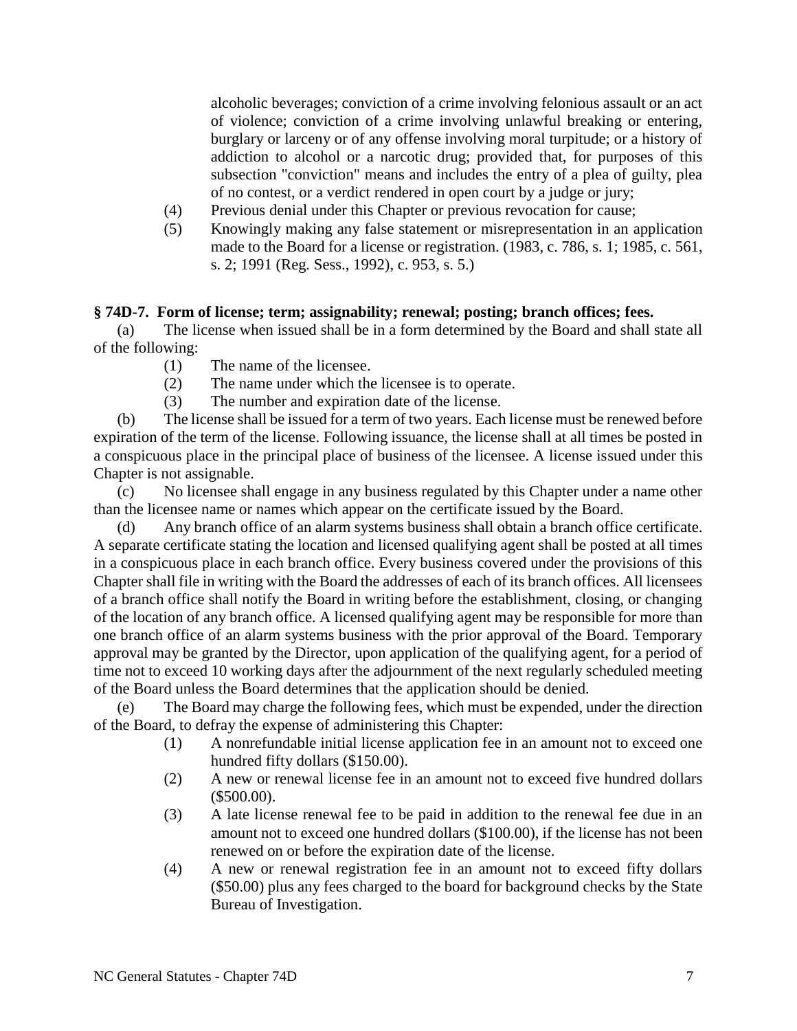alcoholic beverages; conviction of a crime involving felonious assault or an act of violence; conviction of a crime involving unlawful breaking or entering, burglary or larceny or of any offense involving moral turpitude; or a history of addiction to alcohol or a narcotic drug; provided that, for purposes of this subsection "conviction" means and includes the entry of a plea of guilty, plea of no contest, or a verdict rendered in open court by a judge or jury;

(4) Previous denial under this Chapter or previous revocation for cause;

(5) Knowingly making any false statement or misrepresentation in an application made to the Board for a license or registration. (1983, c. 786, s. 1; 1985, c. 561, s. 2; 1991 (Reg. Sess., 1992), c. 953, s. 5.)

**§ 74D-7. Form of license; term; assignability; renewal; posting; branch offices; fees.**

(a) The license when issued shall be in a form determined by the Board and shall state all of the following:

(1) The name of the licensee.

(2) The name under which the licensee is to operate.

(3) The number and expiration date of the license.

(b) The license shall be issued for a term of two years. Each license must be renewed before expiration of the term of the license. Following issuance, the license shall at all times be posted in a conspicuous place in the principal place of business of the licensee. A license issued under this Chapter is not assignable.

(c) No licensee shall engage in any business regulated by this Chapter under a name other than the licensee name or names which appear on the certificate issued by the Board.

(d) Any branch office of an alarm systems business shall obtain a branch office certificate. A separate certificate stating the location and licensed qualifying agent shall be posted at all times in a conspicuous place in each branch office. Every business covered under the provisions of this Chapter shall file in writing with the Board the addresses of each of its branch offices. All licensees of a branch office shall notify the Board in writing before the establishment, closing, or changing of the location of any branch office. A licensed qualifying agent may be responsible for more than one branch office of an alarm systems business with the prior approval of the Board. Temporary approval may be granted by the Director, upon application of the qualifying agent, for a period of time not to exceed 10 working days after the adjournment of the next regularly scheduled meeting of the Board unless the Board determines that the application should be denied.

(e) The Board may charge the following fees, which must be expended, under the direction of the Board, to defray the expense of administering this Chapter:

(1) A nonrefundable initial license application fee in an amount not to exceed one hundred fifty dollars ($150.00).

(2) A new or renewal license fee in an amount not to exceed five hundred dollars ($500.00).

(3) A late license renewal fee to be paid in addition to the renewal fee due in an amount not to exceed one hundred dollars ($100.00), if the license has not been renewed on or before the expiration date of the license.

(4) A new or renewal registration fee in an amount not to exceed fifty dollars ($50.00) plus any fees charged to the board for background checks by the State Bureau of Investigation.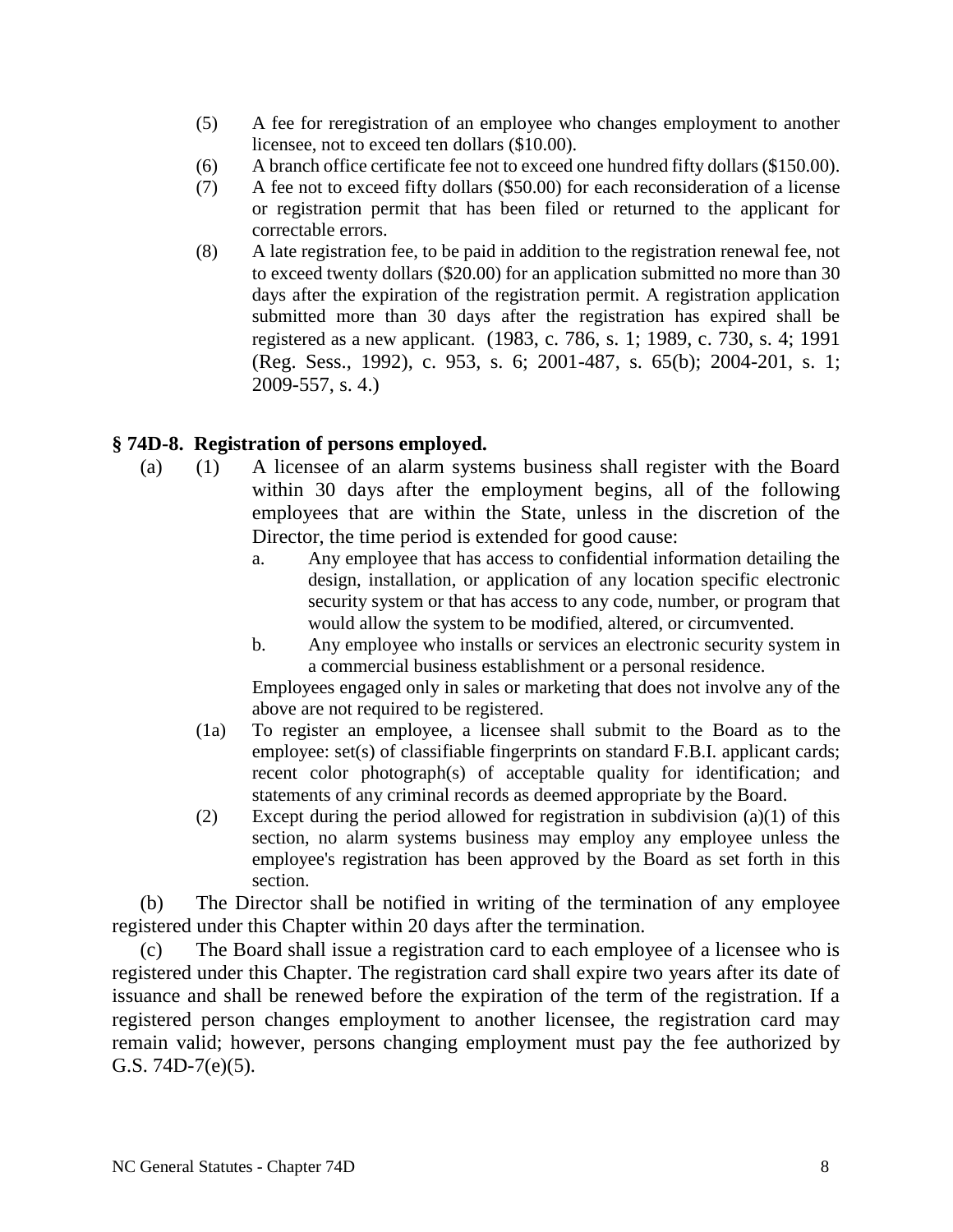(5) A fee for reregistration of an employee who changes employment to another licensee, not to exceed ten dollars ($10.00).

(6) A branch office certificate fee not to exceed one hundred fifty dollars ($150.00).

(7) A fee not to exceed fifty dollars ($50.00) for each reconsideration of a license or registration permit that has been filed or returned to the applicant for correctable errors.

(8) A late registration fee, to be paid in addition to the registration renewal fee, not to exceed twenty dollars ($20.00) for an application submitted no more than 30 days after the expiration of the registration permit. A registration application submitted more than 30 days after the registration has expired shall be registered as a new applicant. (1983, c. 786, s. 1; 1989, c. 730, s. 4; 1991 (Reg. Sess., 1992), c. 953, s. 6; 2001-487, s. 65(b); 2004-201, s. 1; 2009-557, s. 4.)

### § 74D-8. Registration of persons employed.

(a) (1) A licensee of an alarm systems business shall register with the Board within 30 days after the employment begins, all of the following employees that are within the State, unless in the discretion of the Director, the time period is extended for good cause:

a. Any employee that has access to confidential information detailing the design, installation, or application of any location specific electronic security system or that has access to any code, number, or program that would allow the system to be modified, altered, or circumvented.

b. Any employee who installs or services an electronic security system in a commercial business establishment or a personal residence.

Employees engaged only in sales or marketing that does not involve any of the above are not required to be registered.

(1a) To register an employee, a licensee shall submit to the Board as to the employee: set(s) of classifiable fingerprints on standard F.B.I. applicant cards; recent color photograph(s) of acceptable quality for identification; and statements of any criminal records as deemed appropriate by the Board.

(2) Except during the period allowed for registration in subdivision (a)(1) of this section, no alarm systems business may employ any employee unless the employee's registration has been approved by the Board as set forth in this section.

(b) The Director shall be notified in writing of the termination of any employee registered under this Chapter within 20 days after the termination.

(c) The Board shall issue a registration card to each employee of a licensee who is registered under this Chapter. The registration card shall expire two years after its date of issuance and shall be renewed before the expiration of the term of the registration. If a registered person changes employment to another licensee, the registration card may remain valid; however, persons changing employment must pay the fee authorized by G.S. 74D-7(e)(5).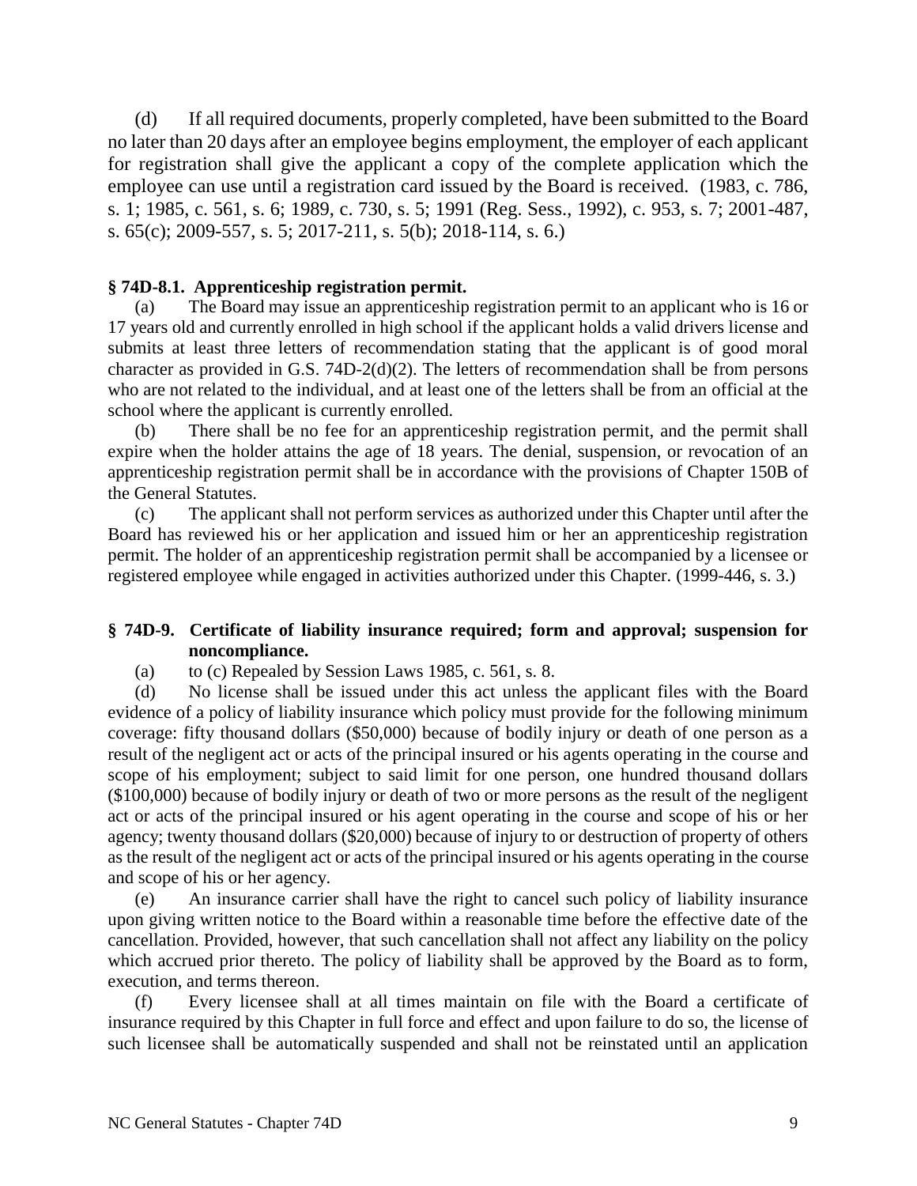(d) If all required documents, properly completed, have been submitted to the Board no later than 20 days after an employee begins employment, the employer of each applicant for registration shall give the applicant a copy of the complete application which the employee can use until a registration card issued by the Board is received. (1983, c. 786, s. 1; 1985, c. 561, s. 6; 1989, c. 730, s. 5; 1991 (Reg. Sess., 1992), c. 953, s. 7; 2001-487, s. 65(c); 2009-557, s. 5; 2017-211, s. 5(b); 2018-114, s. 6.)

**§ 74D-8.1. Apprenticeship registration permit.**

(a) The Board may issue an apprenticeship registration permit to an applicant who is 16 or 17 years old and currently enrolled in high school if the applicant holds a valid drivers license and submits at least three letters of recommendation stating that the applicant is of good moral character as provided in G.S. 74D-2(d)(2). The letters of recommendation shall be from persons who are not related to the individual, and at least one of the letters shall be from an official at the school where the applicant is currently enrolled.

(b) There shall be no fee for an apprenticeship registration permit, and the permit shall expire when the holder attains the age of 18 years. The denial, suspension, or revocation of an apprenticeship registration permit shall be in accordance with the provisions of Chapter 150B of the General Statutes.

(c) The applicant shall not perform services as authorized under this Chapter until after the Board has reviewed his or her application and issued him or her an apprenticeship registration permit. The holder of an apprenticeship registration permit shall be accompanied by a licensee or registered employee while engaged in activities authorized under this Chapter. (1999-446, s. 3.)

**§ 74D-9. Certificate of liability insurance required; form and approval; suspension for noncompliance.**

(a) to (c) Repealed by Session Laws 1985, c. 561, s. 8.

(d) No license shall be issued under this act unless the applicant files with the Board evidence of a policy of liability insurance which policy must provide for the following minimum coverage: fifty thousand dollars ($50,000) because of bodily injury or death of one person as a result of the negligent act or acts of the principal insured or his agents operating in the course and scope of his employment; subject to said limit for one person, one hundred thousand dollars ($100,000) because of bodily injury or death of two or more persons as the result of the negligent act or acts of the principal insured or his agent operating in the course and scope of his or her agency; twenty thousand dollars ($20,000) because of injury to or destruction of property of others as the result of the negligent act or acts of the principal insured or his agents operating in the course and scope of his or her agency.

(e) An insurance carrier shall have the right to cancel such policy of liability insurance upon giving written notice to the Board within a reasonable time before the effective date of the cancellation. Provided, however, that such cancellation shall not affect any liability on the policy which accrued prior thereto. The policy of liability shall be approved by the Board as to form, execution, and terms thereon.

(f) Every licensee shall at all times maintain on file with the Board a certificate of insurance required by this Chapter in full force and effect and upon failure to do so, the license of such licensee shall be automatically suspended and shall not be reinstated until an application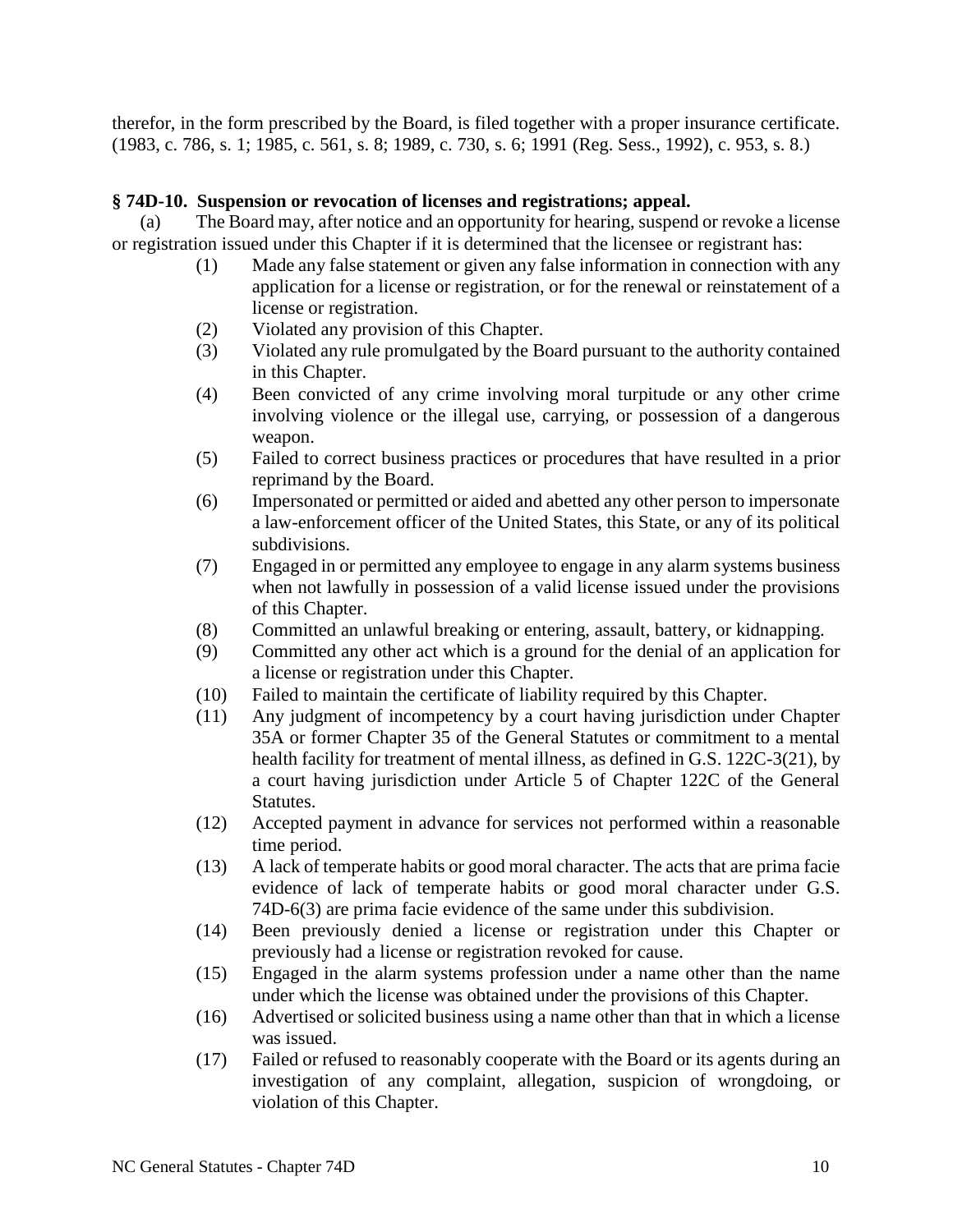therefor, in the form prescribed by the Board, is filed together with a proper insurance certificate. (1983, c. 786, s. 1; 1985, c. 561, s. 8; 1989, c. 730, s. 6; 1991 (Reg. Sess., 1992), c. 953, s. 8.)

**§ 74D-10. Suspension or revocation of licenses and registrations; appeal.**

(a) The Board may, after notice and an opportunity for hearing, suspend or revoke a license or registration issued under this Chapter if it is determined that the licensee or registrant has:

(1) Made any false statement or given any false information in connection with any application for a license or registration, or for the renewal or reinstatement of a license or registration.

(2) Violated any provision of this Chapter.

(3) Violated any rule promulgated by the Board pursuant to the authority contained in this Chapter.

(4) Been convicted of any crime involving moral turpitude or any other crime involving violence or the illegal use, carrying, or possession of a dangerous weapon.

(5) Failed to correct business practices or procedures that have resulted in a prior reprimand by the Board.

(6) Impersonated or permitted or aided and abetted any other person to impersonate a law-enforcement officer of the United States, this State, or any of its political subdivisions.

(7) Engaged in or permitted any employee to engage in any alarm systems business when not lawfully in possession of a valid license issued under the provisions of this Chapter.

(8) Committed an unlawful breaking or entering, assault, battery, or kidnapping.

(9) Committed any other act which is a ground for the denial of an application for a license or registration under this Chapter.

(10) Failed to maintain the certificate of liability required by this Chapter.

(11) Any judgment of incompetency by a court having jurisdiction under Chapter 35A or former Chapter 35 of the General Statutes or commitment to a mental health facility for treatment of mental illness, as defined in G.S. 122C-3(21), by a court having jurisdiction under Article 5 of Chapter 122C of the General Statutes.

(12) Accepted payment in advance for services not performed within a reasonable time period.

(13) A lack of temperate habits or good moral character. The acts that are prima facie evidence of lack of temperate habits or good moral character under G.S. 74D-6(3) are prima facie evidence of the same under this subdivision.

(14) Been previously denied a license or registration under this Chapter or previously had a license or registration revoked for cause.

(15) Engaged in the alarm systems profession under a name other than the name under which the license was obtained under the provisions of this Chapter.

(16) Advertised or solicited business using a name other than that in which a license was issued.

(17) Failed or refused to reasonably cooperate with the Board or its agents during an investigation of any complaint, allegation, suspicion of wrongdoing, or violation of this Chapter.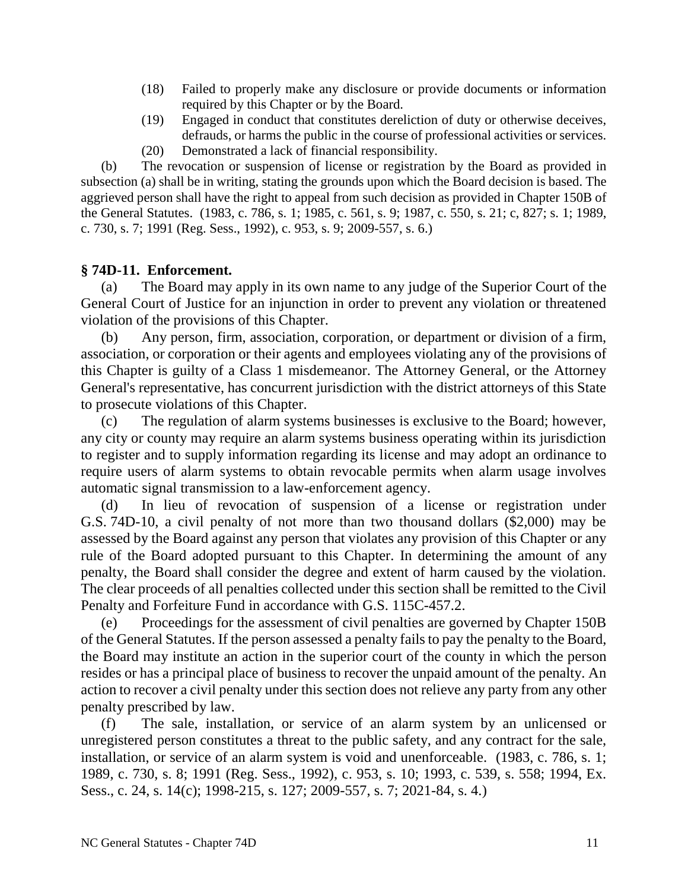(18) Failed to properly make any disclosure or provide documents or information required by this Chapter or by the Board.

(19) Engaged in conduct that constitutes dereliction of duty or otherwise deceives, defrauds, or harms the public in the course of professional activities or services.

(20) Demonstrated a lack of financial responsibility.

(b) The revocation or suspension of license or registration by the Board as provided in subsection (a) shall be in writing, stating the grounds upon which the Board decision is based. The aggrieved person shall have the right to appeal from such decision as provided in Chapter 150B of the General Statutes. (1983, c. 786, s. 1; 1985, c. 561, s. 9; 1987, c. 550, s. 21; c, 827; s. 1; 1989, c. 730, s. 7; 1991 (Reg. Sess., 1992), c. 953, s. 9; 2009-557, s. 6.)

## § 74D-11. Enforcement.

(a) The Board may apply in its own name to any judge of the Superior Court of the General Court of Justice for an injunction in order to prevent any violation or threatened violation of the provisions of this Chapter.

(b) Any person, firm, association, corporation, or department or division of a firm, association, or corporation or their agents and employees violating any of the provisions of this Chapter is guilty of a Class 1 misdemeanor. The Attorney General, or the Attorney General's representative, has concurrent jurisdiction with the district attorneys of this State to prosecute violations of this Chapter.

(c) The regulation of alarm systems businesses is exclusive to the Board; however, any city or county may require an alarm systems business operating within its jurisdiction to register and to supply information regarding its license and may adopt an ordinance to require users of alarm systems to obtain revocable permits when alarm usage involves automatic signal transmission to a law-enforcement agency.

(d) In lieu of revocation of suspension of a license or registration under G.S. 74D-10, a civil penalty of not more than two thousand dollars ($2,000) may be assessed by the Board against any person that violates any provision of this Chapter or any rule of the Board adopted pursuant to this Chapter. In determining the amount of any penalty, the Board shall consider the degree and extent of harm caused by the violation. The clear proceeds of all penalties collected under this section shall be remitted to the Civil Penalty and Forfeiture Fund in accordance with G.S. 115C-457.2.

(e) Proceedings for the assessment of civil penalties are governed by Chapter 150B of the General Statutes. If the person assessed a penalty fails to pay the penalty to the Board, the Board may institute an action in the superior court of the county in which the person resides or has a principal place of business to recover the unpaid amount of the penalty. An action to recover a civil penalty under this section does not relieve any party from any other penalty prescribed by law.

(f) The sale, installation, or service of an alarm system by an unlicensed or unregistered person constitutes a threat to the public safety, and any contract for the sale, installation, or service of an alarm system is void and unenforceable. (1983, c. 786, s. 1; 1989, c. 730, s. 8; 1991 (Reg. Sess., 1992), c. 953, s. 10; 1993, c. 539, s. 558; 1994, Ex. Sess., c. 24, s. 14(c); 1998-215, s. 127; 2009-557, s. 7; 2021-84, s. 4.)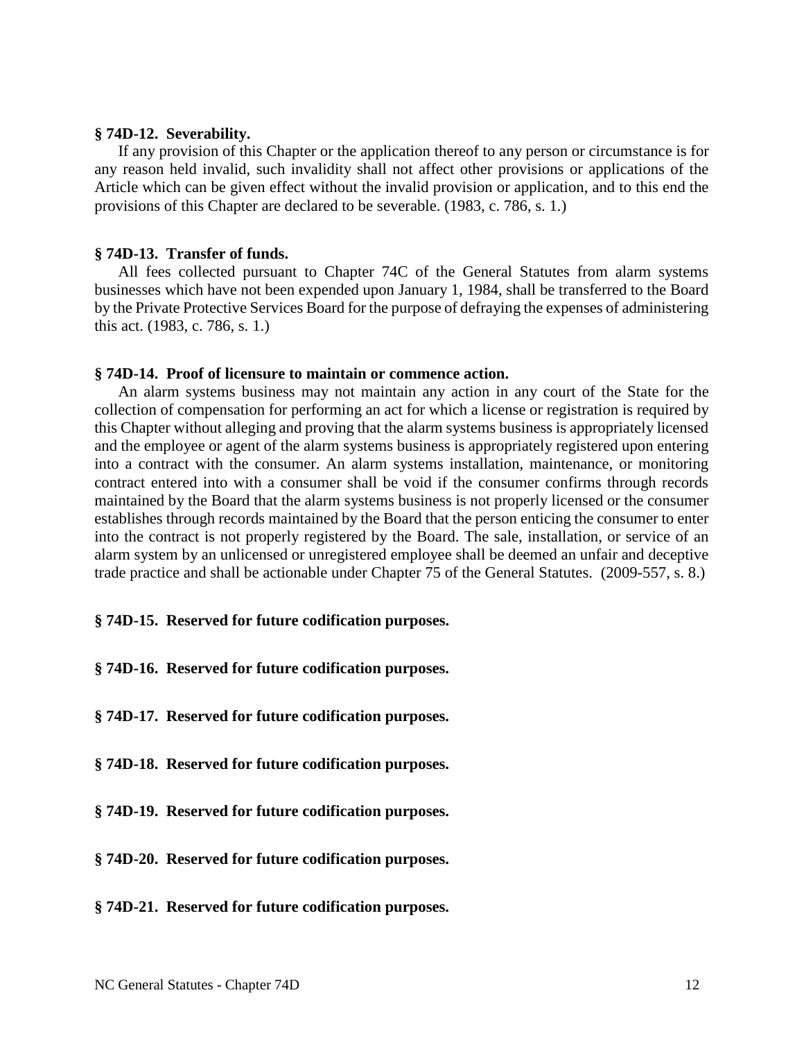**§ 74D-12. Severability.**

If any provision of this Chapter or the application thereof to any person or circumstance is for any reason held invalid, such invalidity shall not affect other provisions or applications of the Article which can be given effect without the invalid provision or application, and to this end the provisions of this Chapter are declared to be severable. (1983, c. 786, s. 1.)

**§ 74D-13. Transfer of funds.**

All fees collected pursuant to Chapter 74C of the General Statutes from alarm systems businesses which have not been expended upon January 1, 1984, shall be transferred to the Board by the Private Protective Services Board for the purpose of defraying the expenses of administering this act. (1983, c. 786, s. 1.)

**§ 74D-14. Proof of licensure to maintain or commence action.**

An alarm systems business may not maintain any action in any court of the State for the collection of compensation for performing an act for which a license or registration is required by this Chapter without alleging and proving that the alarm systems business is appropriately licensed and the employee or agent of the alarm systems business is appropriately registered upon entering into a contract with the consumer. An alarm systems installation, maintenance, or monitoring contract entered into with a consumer shall be void if the consumer confirms through records maintained by the Board that the alarm systems business is not properly licensed or the consumer establishes through records maintained by the Board that the person enticing the consumer to enter into the contract is not properly registered by the Board. The sale, installation, or service of an alarm system by an unlicensed or unregistered employee shall be deemed an unfair and deceptive trade practice and shall be actionable under Chapter 75 of the General Statutes. (2009-557, s. 8.)

**§ 74D-15. Reserved for future codification purposes.**

**§ 74D-16. Reserved for future codification purposes.**

**§ 74D-17. Reserved for future codification purposes.**

**§ 74D-18. Reserved for future codification purposes.**

**§ 74D-19. Reserved for future codification purposes.**

**§ 74D-20. Reserved for future codification purposes.**

**§ 74D-21. Reserved for future codification purposes.**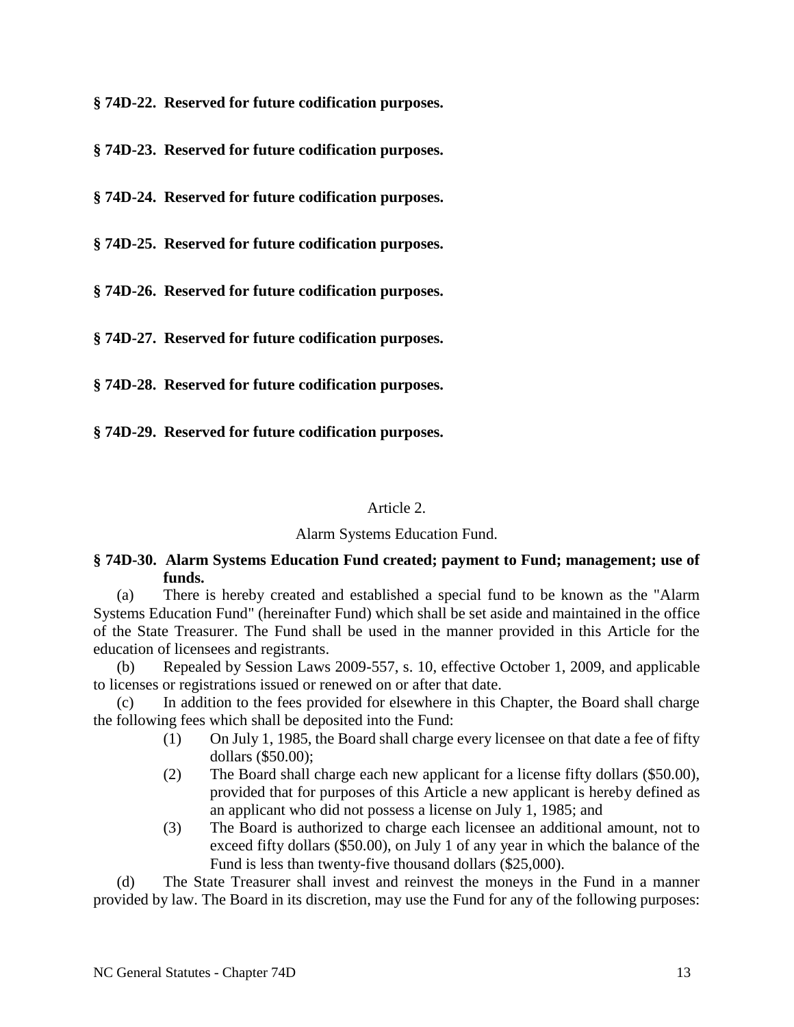**§ 74D-22. Reserved for future codification purposes.**

**§ 74D-23. Reserved for future codification purposes.**

**§ 74D-24. Reserved for future codification purposes.**

**§ 74D-25. Reserved for future codification purposes.**

**§ 74D-26. Reserved for future codification purposes.**

**§ 74D-27. Reserved for future codification purposes.**

**§ 74D-28. Reserved for future codification purposes.**

**§ 74D-29. Reserved for future codification purposes.**

Article 2.

Alarm Systems Education Fund.

**§ 74D-30. Alarm Systems Education Fund created; payment to Fund; management; use of funds.**

(a) There is hereby created and established a special fund to be known as the "Alarm Systems Education Fund" (hereinafter Fund) which shall be set aside and maintained in the office of the State Treasurer. The Fund shall be used in the manner provided in this Article for the education of licensees and registrants.

(b) Repealed by Session Laws 2009-557, s. 10, effective October 1, 2009, and applicable to licenses or registrations issued or renewed on or after that date.

(c) In addition to the fees provided for elsewhere in this Chapter, the Board shall charge the following fees which shall be deposited into the Fund:

(1) On July 1, 1985, the Board shall charge every licensee on that date a fee of fifty dollars ($50.00);

(2) The Board shall charge each new applicant for a license fifty dollars ($50.00), provided that for purposes of this Article a new applicant is hereby defined as an applicant who did not possess a license on July 1, 1985; and

(3) The Board is authorized to charge each licensee an additional amount, not to exceed fifty dollars ($50.00), on July 1 of any year in which the balance of the Fund is less than twenty-five thousand dollars ($25,000).

(d) The State Treasurer shall invest and reinvest the moneys in the Fund in a manner provided by law. The Board in its discretion, may use the Fund for any of the following purposes: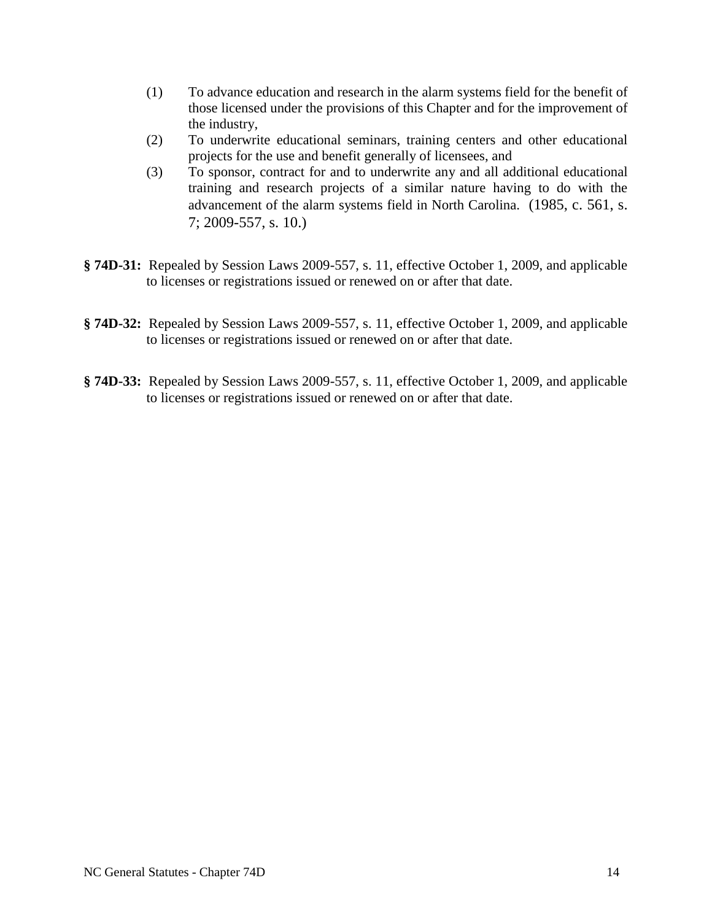(1) To advance education and research in the alarm systems field for the benefit of those licensed under the provisions of this Chapter and for the improvement of the industry,
(2) To underwrite educational seminars, training centers and other educational projects for the use and benefit generally of licensees, and
(3) To sponsor, contract for and to underwrite any and all additional educational training and research projects of a similar nature having to do with the advancement of the alarm systems field in North Carolina. (1985, c. 561, s. 7; 2009-557, s. 10.)

**§ 74D-31:** Repealed by Session Laws 2009-557, s. 11, effective October 1, 2009, and applicable to licenses or registrations issued or renewed on or after that date.

**§ 74D-32:** Repealed by Session Laws 2009-557, s. 11, effective October 1, 2009, and applicable to licenses or registrations issued or renewed on or after that date.

**§ 74D-33:** Repealed by Session Laws 2009-557, s. 11, effective October 1, 2009, and applicable to licenses or registrations issued or renewed on or after that date.